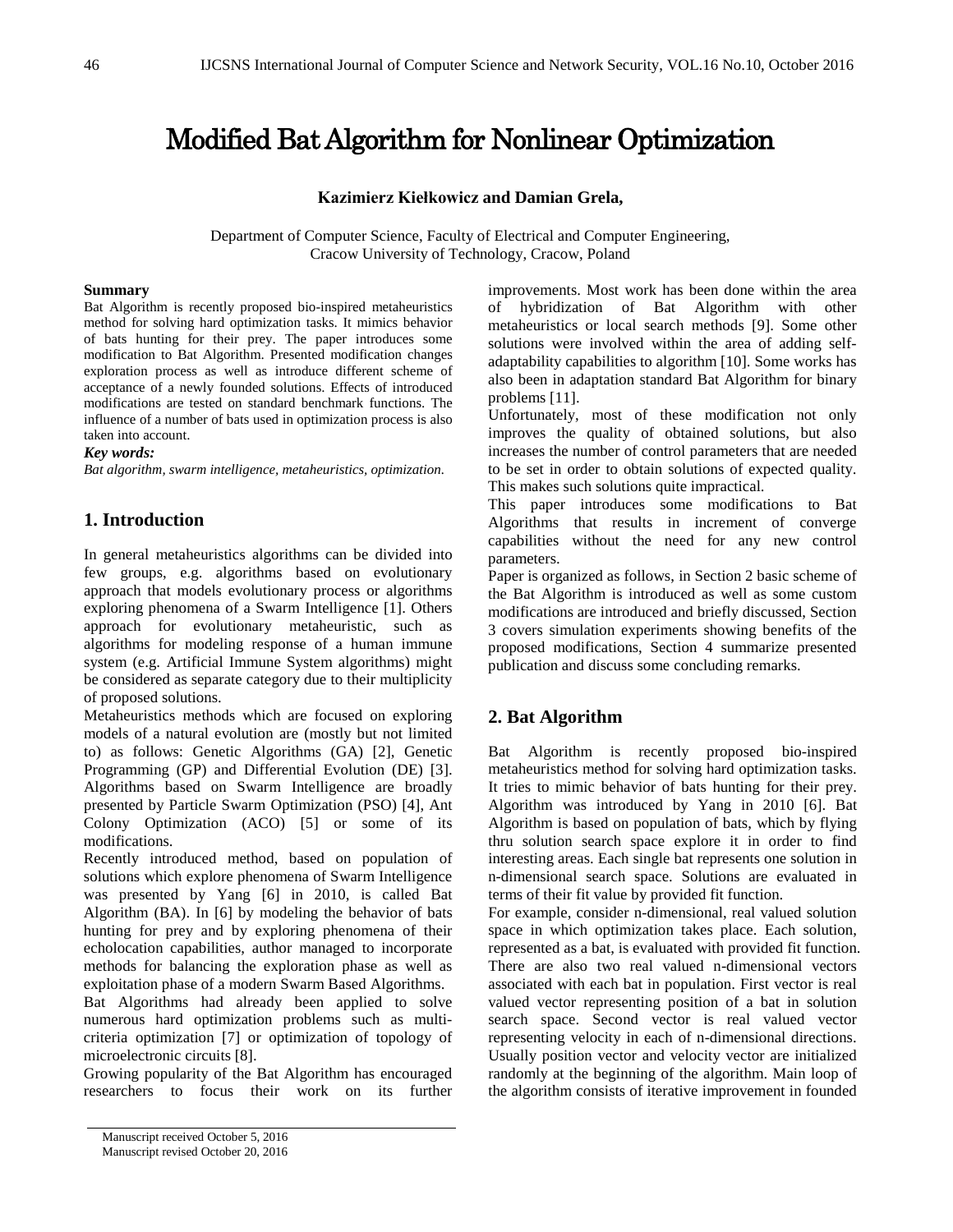// Modified Bat Algorithm for Nonlinear Optimization

**Kazimierz Kiełkowicz and Damian Grela,**

Department of Computer Science, Faculty of Electrical and Computer Engineering,
Cracow University of Technology, Cracow, Poland

**Summary**
Bat Algorithm is recently proposed bio-inspired metaheuristics method for solving hard optimization tasks. It mimics behavior of bats hunting for their prey. The paper introduces some modification to Bat Algorithm. Presented modification changes exploration process as well as introduce different scheme of acceptance of a newly founded solutions. Effects of introduced modifications are tested on standard benchmark functions. The influence of a number of bats used in optimization process is also taken into account.

***Key words:***
*Bat algorithm, swarm intelligence, metaheuristics, optimization.*

## 1. Introduction

In general metaheuristics algorithms can be divided into few groups, e.g. algorithms based on evolutionary approach that models evolutionary process or algorithms exploring phenomena of a Swarm Intelligence [1]. Others approach for evolutionary metaheuristic, such as algorithms for modeling response of a human immune system (e.g. Artificial Immune System algorithms) might be considered as separate category due to their multiplicity of proposed solutions.

Metaheuristics methods which are focused on exploring models of a natural evolution are (mostly but not limited to) as follows: Genetic Algorithms (GA) [2], Genetic Programming (GP) and Differential Evolution (DE) [3]. Algorithms based on Swarm Intelligence are broadly presented by Particle Swarm Optimization (PSO) [4], Ant Colony Optimization (ACO) [5] or some of its modifications.

Recently introduced method, based on population of solutions which explore phenomena of Swarm Intelligence was presented by Yang [6] in 2010, is called Bat Algorithm (BA). In [6] by modeling the behavior of bats hunting for prey and by exploring phenomena of their echolocation capabilities, author managed to incorporate methods for balancing the exploration phase as well as exploitation phase of a modern Swarm Based Algorithms.

Bat Algorithms had already been applied to solve numerous hard optimization problems such as multi-criteria optimization [7] or optimization of topology of microelectronic circuits [8].

Growing popularity of the Bat Algorithm has encouraged researchers to focus their work on its further improvements. Most work has been done within the area of hybridization of Bat Algorithm with other metaheuristics or local search methods [9]. Some other solutions were involved within the area of adding self-adaptability capabilities to algorithm [10]. Some works has also been in adaptation standard Bat Algorithm for binary problems [11].

Unfortunately, most of these modification not only improves the quality of obtained solutions, but also increases the number of control parameters that are needed to be set in order to obtain solutions of expected quality. This makes such solutions quite impractical.

This paper introduces some modifications to Bat Algorithms that results in increment of converge capabilities without the need for any new control parameters.

Paper is organized as follows, in Section 2 basic scheme of the Bat Algorithm is introduced as well as some custom modifications are introduced and briefly discussed, Section 3 covers simulation experiments showing benefits of the proposed modifications, Section 4 summarize presented publication and discuss some concluding remarks.

## 2. Bat Algorithm

Bat Algorithm is recently proposed bio-inspired metaheuristics method for solving hard optimization tasks. It tries to mimic behavior of bats hunting for their prey. Algorithm was introduced by Yang in 2010 [6]. Bat Algorithm is based on population of bats, which by flying thru solution search space explore it in order to find interesting areas. Each single bat represents one solution in n-dimensional search space. Solutions are evaluated in terms of their fit value by provided fit function.

For example, consider n-dimensional, real valued solution space in which optimization takes place. Each solution, represented as a bat, is evaluated with provided fit function. There are also two real valued n-dimensional vectors associated with each bat in population. First vector is real valued vector representing position of a bat in solution search space. Second vector is real valued vector representing velocity in each of n-dimensional directions. Usually position vector and velocity vector are initialized randomly at the beginning of the algorithm. Main loop of the algorithm consists of iterative improvement in founded

Manuscript received October 5, 2016
Manuscript revised October 20, 2016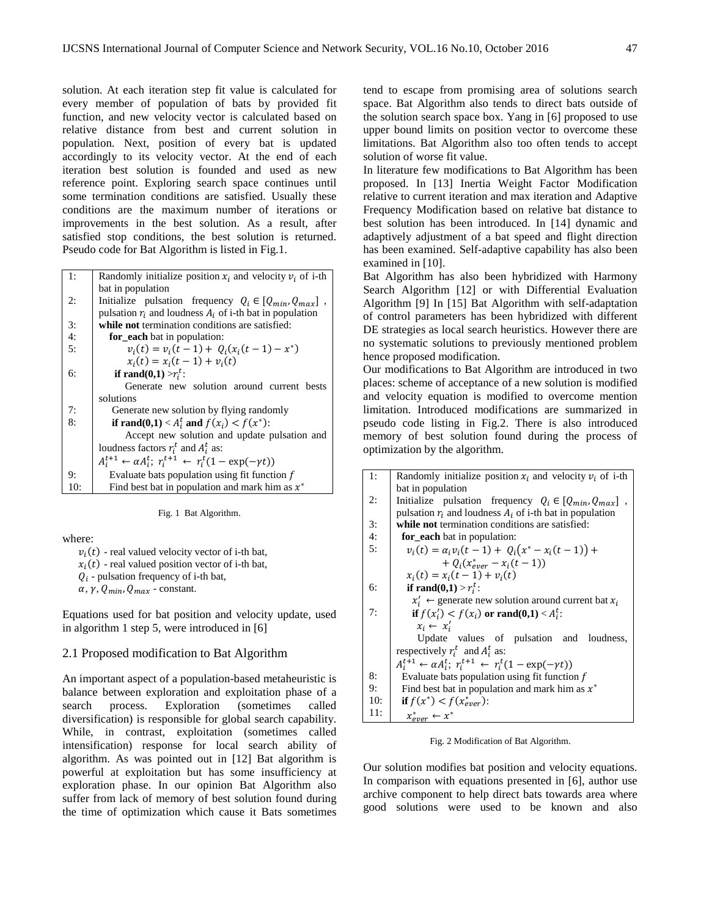solution. At each iteration step fit value is calculated for every member of population of bats by provided fit function, and new velocity vector is calculated based on relative distance from best and current solution in population. Next, position of every bat is updated accordingly to its velocity vector. At the end of each iteration best solution is founded and used as new reference point. Exploring search space continues until some termination conditions are satisfied. Usually these conditions are the maximum number of iterations or improvements in the best solution. As a result, after satisfied stop conditions, the best solution is returned. Pseudo code for Bat Algorithm is listed in Fig.1.

| | |
|---|---|
| 1: | Randomly initialize position $x_i$ and velocity $v_i$ of i-th bat in population |
| 2: | Initialize pulsation frequency $Q_i \in [Q_{min}, Q_{max}]$ , pulsation $r_i$ and loudness $A_i$ of i-th bat in population |
| 3: | **while not** termination conditions are satisfied: |
| 4: | **for_each** bat in population: |
| 5: | $v_i(t) = v_i(t-1) + Q_i(x_i(t-1) - x^*)$ <br> $x_i(t) = x_i(t-1) + v_i(t)$ |
| 6: | **if rand(0,1)** $> r_i^t$: <br> Generate new solution around current bests solutions |
| 7: | Generate new solution by flying randomly |
| 8: | **if rand(0,1)** $< A_i^t$ **and** $f(x_i) < f(x^*)$: <br> Accept new solution and update pulsation and loudness factors $r_i^t$ and $A_i^t$ as: <br> $A_i^{t+1} \leftarrow \alpha A_i^t;\ r_i^{t+1} \leftarrow r_i^t(1 - \exp(-\gamma t))$ |
| 9: | Evaluate bats population using fit function $f$ |
| 10: | Find best bat in population and mark him as $x^*$ |

Fig. 1 Bat Algorithm.

where:

$v_i(t)$ - real valued velocity vector of i-th bat,
$x_i(t)$ - real valued position vector of i-th bat,
$Q_i$ - pulsation frequency of i-th bat,
$\alpha, \gamma, Q_{min}, Q_{max}$ - constant.

Equations used for bat position and velocity update, used in algorithm 1 step 5, were introduced in [6]

## 2.1 Proposed modification to Bat Algorithm

An important aspect of a population-based metaheuristic is balance between exploration and exploitation phase of a search process. Exploration (sometimes called diversification) is responsible for global search capability. While, in contrast, exploitation (sometimes called intensification) response for local search ability of algorithm. As was pointed out in [12] Bat algorithm is powerful at exploitation but has some insufficiency at exploration phase. In our opinion Bat Algorithm also suffer from lack of memory of best solution found during the time of optimization which cause it Bats sometimes tend to escape from promising area of solutions search space. Bat Algorithm also tends to direct bats outside of the solution search space box. Yang in [6] proposed to use upper bound limits on position vector to overcome these limitations. Bat Algorithm also too often tends to accept solution of worse fit value.

In literature few modifications to Bat Algorithm has been proposed. In [13] Inertia Weight Factor Modification relative to current iteration and max iteration and Adaptive Frequency Modification based on relative bat distance to best solution has been introduced. In [14] dynamic and adaptively adjustment of a bat speed and flight direction has been examined. Self-adaptive capability has also been examined in [10].

Bat Algorithm has also been hybridized with Harmony Search Algorithm [12] or with Differential Evaluation Algorithm [9] In [15] Bat Algorithm with self-adaptation of control parameters has been hybridized with different DE strategies as local search heuristics. However there are no systematic solutions to previously mentioned problem hence proposed modification.

Our modifications to Bat Algorithm are introduced in two places: scheme of acceptance of a new solution is modified and velocity equation is modified to overcome mention limitation. Introduced modifications are summarized in pseudo code listing in Fig.2. There is also introduced memory of best solution found during the process of optimization by the algorithm.

| | |
|---|---|
| 1: | Randomly initialize position $x_i$ and velocity $v_i$ of i-th bat in population |
| 2: | Initialize pulsation frequency $Q_i \in [Q_{min}, Q_{max}]$ , pulsation $r_i$ and loudness $A_i$ of i-th bat in population |
| 3: | **while not** termination conditions are satisfied: |
| 4: | **for_each** bat in population: |
| 5: | $v_i(t) = \alpha_i v_i(t-1) + Q_i(x^* - x_i(t-1)) + Q_i(x^*_{ever} - x_i(t-1))$ <br> $x_i(t) = x_i(t-1) + v_i(t)$ |
| 6: | **if rand(0,1)** $> r_i^t$: <br> $x_i' \leftarrow$ generate new solution around current bat $x_i$ |
| 7: | **if** $f(x_i') < f(x_i)$ **or rand(0,1)** $< A_i^t$: <br> $x_i \leftarrow x_i'$ <br> Update values of pulsation and loudness, respectively $r_i^t$ and $A_i^t$ as: <br> $A_i^{t+1} \leftarrow \alpha A_i^t;\ r_i^{t+1} \leftarrow r_i^t(1 - \exp(-\gamma t))$ |
| 8: | Evaluate bats population using fit function $f$ |
| 9: | Find best bat in population and mark him as $x^*$ |
| 10: | **if** $f(x^*) < f(x^*_{ever})$: |
| 11: | $x^*_{ever} \leftarrow x^*$ |

Fig. 2 Modification of Bat Algorithm.

Our solution modifies bat position and velocity equations. In comparison with equations presented in [6], author use archive component to help direct bats towards area where good solutions were used to be known and also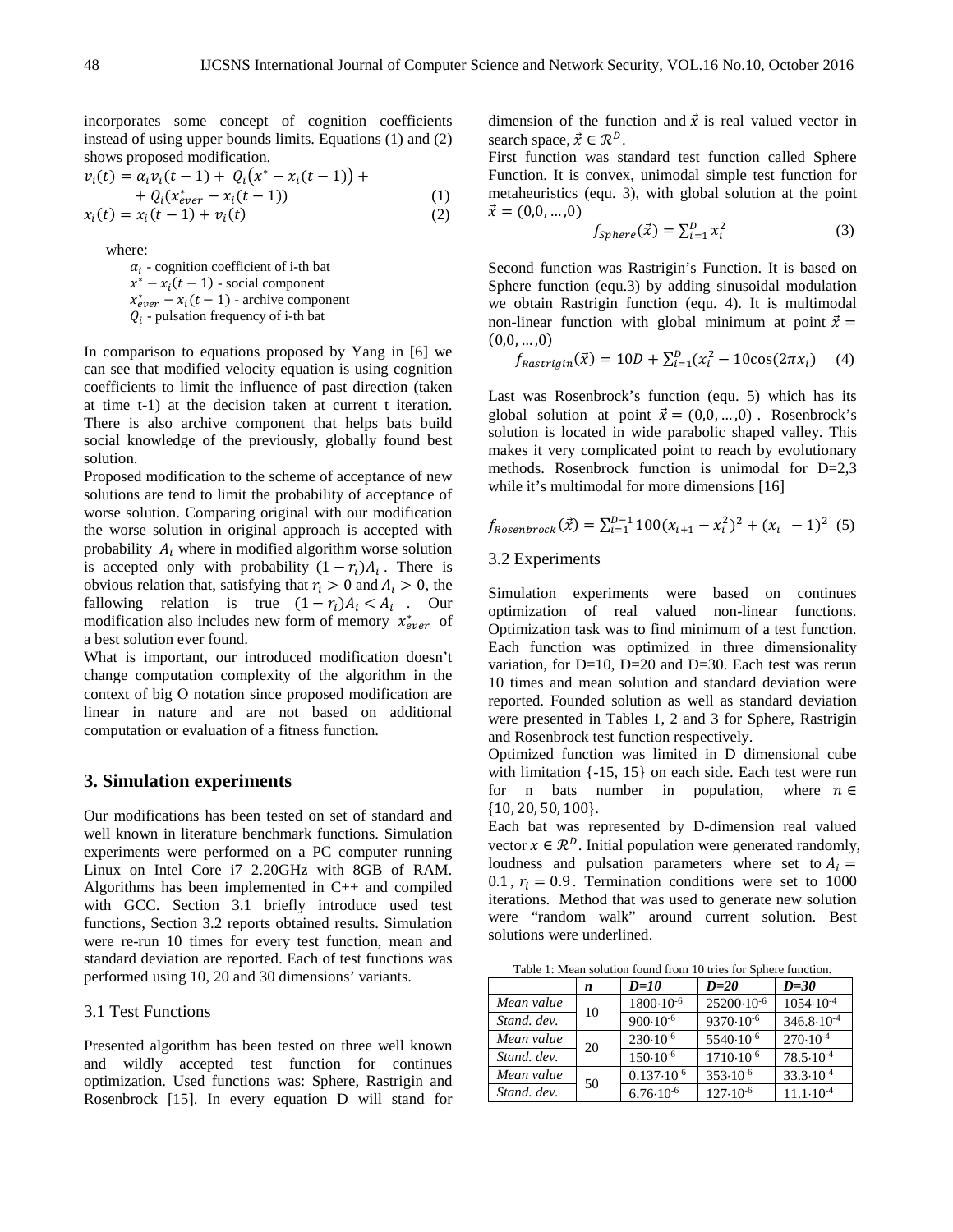incorporates some concept of cognition coefficients instead of using upper bounds limits. Equations (1) and (2) shows proposed modification.

$$v_i(t) = \alpha_i v_i(t-1) + Q_i\left(x^* - x_i(t-1)\right) + \\ + Q_i(x_{ever}^* - x_i(t-1)) \quad (1)$$

$$x_i(t) = x_i(t-1) + v_i(t) \quad (2)$$

where:

$\alpha_i$ - cognition coefficient of i-th bat
$x^* - x_i(t-1)$ - social component
$x_{ever}^* - x_i(t-1)$ - archive component
$Q_i$ - pulsation frequency of i-th bat

In comparison to equations proposed by Yang in [6] we can see that modified velocity equation is using cognition coefficients to limit the influence of past direction (taken at time t-1) at the decision taken at current t iteration. There is also archive component that helps bats build social knowledge of the previously, globally found best solution.

Proposed modification to the scheme of acceptance of new solutions are tend to limit the probability of acceptance of worse solution. Comparing original with our modification the worse solution in original approach is accepted with probability $A_i$ where in modified algorithm worse solution is accepted only with probability $(1-r_i)A_i$. There is obvious relation that, satisfying that $r_i > 0$ and $A_i > 0$, the fallowing relation is true $(1-r_i)A_i < A_i$. Our modification also includes new form of memory $x_{ever}^*$ of a best solution ever found.

What is important, our introduced modification doesn't change computation complexity of the algorithm in the context of big O notation since proposed modification are linear in nature and are not based on additional computation or evaluation of a fitness function.

## 3. Simulation experiments

Our modifications has been tested on set of standard and well known in literature benchmark functions. Simulation experiments were performed on a PC computer running Linux on Intel Core i7 2.20GHz with 8GB of RAM. Algorithms has been implemented in C++ and compiled with GCC. Section 3.1 briefly introduce used test functions, Section 3.2 reports obtained results. Simulation were re-run 10 times for every test function, mean and standard deviation are reported. Each of test functions was performed using 10, 20 and 30 dimensions' variants.

### 3.1 Test Functions

Presented algorithm has been tested on three well known and wildly accepted test function for continues optimization. Used functions was: Sphere, Rastrigin and Rosenbrock [15]. In every equation D will stand for dimension of the function and $\vec{x}$ is real valued vector in search space, $\vec{x} \in \mathcal{R}^D$.

First function was standard test function called Sphere Function. It is convex, unimodal simple test function for metaheuristics (equ. 3), with global solution at the point $\vec{x} = (0,0,\ldots,0)$

$$f_{Sphere}(\vec{x}) = \sum_{i=1}^{D} x_i^2 \quad (3)$$

Second function was Rastrigin's Function. It is based on Sphere function (equ.3) by adding sinusoidal modulation we obtain Rastrigin function (equ. 4). It is multimodal non-linear function with global minimum at point $\vec{x} = (0,0,\ldots,0)$

$$f_{Rastrigin}(\vec{x}) = 10D + \sum_{i=1}^{D}(x_i^2 - 10\cos(2\pi x_i)) \quad (4)$$

Last was Rosenbrock's function (equ. 5) which has its global solution at point $\vec{x} = (0,0,\ldots,0)$. Rosenbrock's solution is located in wide parabolic shaped valley. This makes it very complicated point to reach by evolutionary methods. Rosenbrock function is unimodal for D=2,3 while it's multimodal for more dimensions [16]

$$f_{Rosenbrock}(\vec{x}) = \sum_{i=1}^{D-1} 100(x_{i+1} - x_i^2)^2 + (x_i - 1)^2 \quad (5)$$

### 3.2 Experiments

Simulation experiments were based on continues optimization of real valued non-linear functions. Optimization task was to find minimum of a test function. Each function was optimized in three dimensionality variation, for D=10, D=20 and D=30. Each test was rerun 10 times and mean solution and standard deviation were reported. Founded solution as well as standard deviation were presented in Tables 1, 2 and 3 for Sphere, Rastrigin and Rosenbrock test function respectively.

Optimized function was limited in D dimensional cube with limitation {-15, 15} on each side. Each test were run for n bats number in population, where $n \in \{10, 20, 50, 100\}$.

Each bat was represented by D-dimension real valued vector $x \in \mathcal{R}^D$. Initial population were generated randomly, loudness and pulsation parameters where set to $A_i = 0.1$, $r_i = 0.9$. Termination conditions were set to 1000 iterations. Method that was used to generate new solution were "random walk" around current solution. Best solutions were underlined.

Table 1: Mean solution found from 10 tries for Sphere function.

| | ***n*** | ***D=10*** | ***D=20*** | ***D=30*** |
|---|---|---|---|---|
| *Mean value* | 10 | $1800 \cdot 10^{-6}$ | $25200 \cdot 10^{-6}$ | $1054 \cdot 10^{-4}$ |
| *Stand. dev.* | | $900 \cdot 10^{-6}$ | $9370 \cdot 10^{-6}$ | $346.8 \cdot 10^{-4}$ |
| *Mean value* | 20 | $230 \cdot 10^{-6}$ | $5540 \cdot 10^{-6}$ | $270 \cdot 10^{-4}$ |
| *Stand. dev.* | | $150 \cdot 10^{-6}$ | $1710 \cdot 10^{-6}$ | $78.5 \cdot 10^{-4}$ |
| *Mean value* | 50 | $0.137 \cdot 10^{-6}$ | $353 \cdot 10^{-6}$ | $33.3 \cdot 10^{-4}$ |
| *Stand. dev.* | | $6.76 \cdot 10^{-6}$ | $127 \cdot 10^{-6}$ | $11.1 \cdot 10^{-4}$ |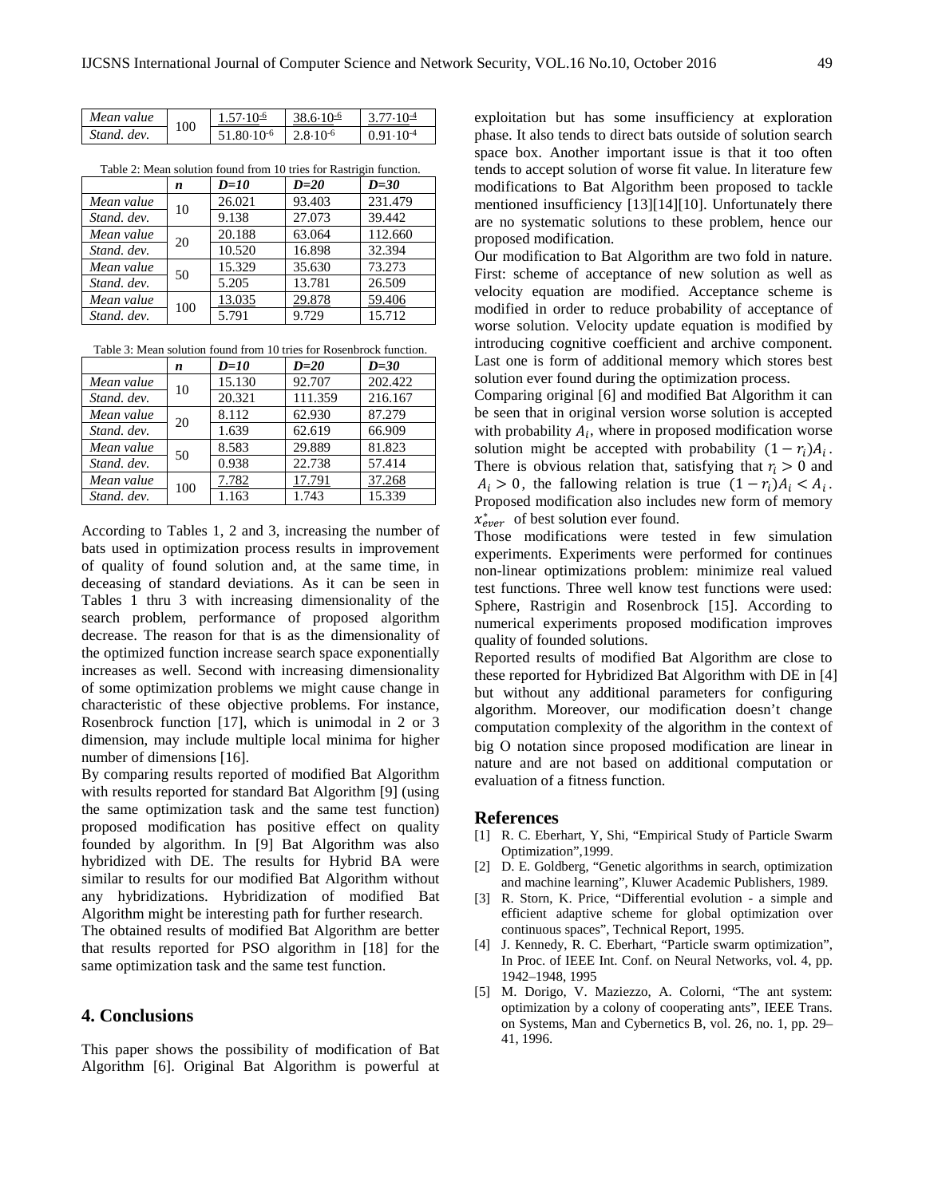| | | | | |
|---|---|---|---|---|
| *Mean value* | 100 | $\underline{1.57 \cdot 10^{-6}}$ | $\underline{38.6 \cdot 10^{-6}}$ | $\underline{3.77 \cdot 10^{-4}}$ |
| *Stand. dev.* | | $51.80 \cdot 10^{-6}$ | $2.8 \cdot 10^{-6}$ | $0.91 \cdot 10^{-4}$ |

Table 2: Mean solution found from 10 tries for Rastrigin function.

| | *n* | *D=10* | *D=20* | *D=30* |
|---|---|---|---|---|
| *Mean value* | 10 | 26.021 | 93.403 | 231.479 |
| *Stand. dev.* | | 9.138 | 27.073 | 39.442 |
| *Mean value* | 20 | 20.188 | 63.064 | 112.660 |
| *Stand. dev.* | | 10.520 | 16.898 | 32.394 |
| *Mean value* | 50 | 15.329 | 35.630 | 73.273 |
| *Stand. dev.* | | 5.205 | 13.781 | 26.509 |
| *Mean value* | 100 | <u>13.035</u> | <u>29.878</u> | <u>59.406</u> |
| *Stand. dev.* | | 5.791 | 9.729 | 15.712 |

Table 3: Mean solution found from 10 tries for Rosenbrock function.

| | *n* | *D=10* | *D=20* | *D=30* |
|---|---|---|---|---|
| *Mean value* | 10 | 15.130 | 92.707 | 202.422 |
| *Stand. dev.* | | 20.321 | 111.359 | 216.167 |
| *Mean value* | 20 | 8.112 | 62.930 | 87.279 |
| *Stand. dev.* | | 1.639 | 62.619 | 66.909 |
| *Mean value* | 50 | 8.583 | 29.889 | 81.823 |
| *Stand. dev.* | | 0.938 | 22.738 | 57.414 |
| *Mean value* | 100 | <u>7.782</u> | <u>17.791</u> | <u>37.268</u> |
| *Stand. dev.* | | 1.163 | 1.743 | 15.339 |

According to Tables 1, 2 and 3, increasing the number of bats used in optimization process results in improvement of quality of found solution and, at the same time, in deceasing of standard deviations. As it can be seen in Tables 1 thru 3 with increasing dimensionality of the search problem, performance of proposed algorithm decrease. The reason for that is as the dimensionality of the optimized function increase search space exponentially increases as well. Second with increasing dimensionality of some optimization problems we might cause change in characteristic of these objective problems. For instance, Rosenbrock function [17], which is unimodal in 2 or 3 dimension, may include multiple local minima for higher number of dimensions [16].

By comparing results reported of modified Bat Algorithm with results reported for standard Bat Algorithm [9] (using the same optimization task and the same test function) proposed modification has positive effect on quality founded by algorithm. In [9] Bat Algorithm was also hybridized with DE. The results for Hybrid BA were similar to results for our modified Bat Algorithm without any hybridizations. Hybridization of modified Bat Algorithm might be interesting path for further research.

The obtained results of modified Bat Algorithm are better that results reported for PSO algorithm in [18] for the same optimization task and the same test function.

## 4. Conclusions

This paper shows the possibility of modification of Bat Algorithm [6]. Original Bat Algorithm is powerful at exploitation but has some insufficiency at exploration phase. It also tends to direct bats outside of solution search space box. Another important issue is that it too often tends to accept solution of worse fit value. In literature few modifications to Bat Algorithm been proposed to tackle mentioned insufficiency [13][14][10]. Unfortunately there are no systematic solutions to these problem, hence our proposed modification.

Our modification to Bat Algorithm are two fold in nature. First: scheme of acceptance of new solution as well as velocity equation are modified. Acceptance scheme is modified in order to reduce probability of acceptance of worse solution. Velocity update equation is modified by introducing cognitive coefficient and archive component. Last one is form of additional memory which stores best solution ever found during the optimization process.

Comparing original [6] and modified Bat Algorithm it can be seen that in original version worse solution is accepted with probability $A_i$, where in proposed modification worse solution might be accepted with probability $(1 - r_i)A_i$. There is obvious relation that, satisfying that $r_i > 0$ and $A_i > 0$, the fallowing relation is true $(1 - r_i)A_i < A_i$. Proposed modification also includes new form of memory $x^*_{ever}$ of best solution ever found.

Those modifications were tested in few simulation experiments. Experiments were performed for continues non-linear optimizations problem: minimize real valued test functions. Three well know test functions were used: Sphere, Rastrigin and Rosenbrock [15]. According to numerical experiments proposed modification improves quality of founded solutions.

Reported results of modified Bat Algorithm are close to these reported for Hybridized Bat Algorithm with DE in [4] but without any additional parameters for configuring algorithm. Moreover, our modification doesn't change computation complexity of the algorithm in the context of big O notation since proposed modification are linear in nature and are not based on additional computation or evaluation of a fitness function.

## References

[1] R. C. Eberhart, Y, Shi, "Empirical Study of Particle Swarm Optimization",1999.

[2] D. E. Goldberg, "Genetic algorithms in search, optimization and machine learning", Kluwer Academic Publishers, 1989.

[3] R. Storn, K. Price, "Differential evolution - a simple and efficient adaptive scheme for global optimization over continuous spaces", Technical Report, 1995.

[4] J. Kennedy, R. C. Eberhart, "Particle swarm optimization", In Proc. of IEEE Int. Conf. on Neural Networks, vol. 4, pp. 1942–1948, 1995

[5] M. Dorigo, V. Maziezzo, A. Colorni, "The ant system: optimization by a colony of cooperating ants", IEEE Trans. on Systems, Man and Cybernetics B, vol. 26, no. 1, pp. 29–41, 1996.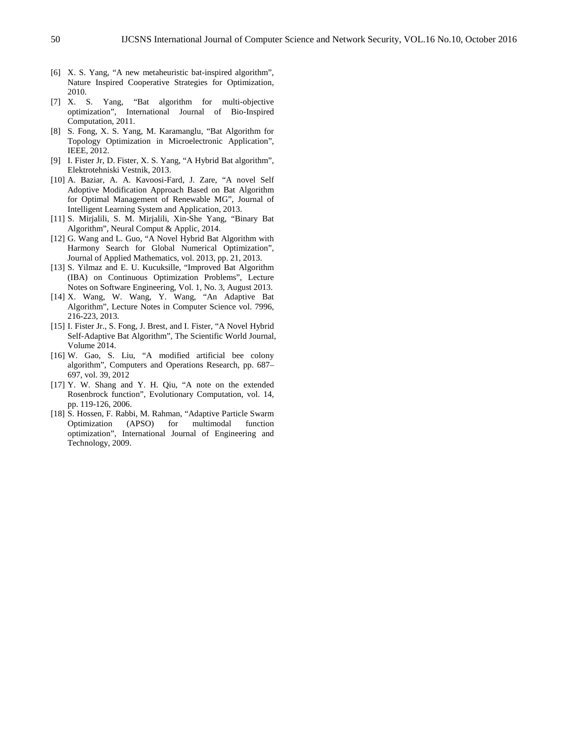[6] X. S. Yang, "A new metaheuristic bat-inspired algorithm", Nature Inspired Cooperative Strategies for Optimization, 2010.

[7] X. S. Yang, "Bat algorithm for multi-objective optimization", International Journal of Bio-Inspired Computation, 2011.

[8] S. Fong, X. S. Yang, M. Karamanglu, "Bat Algorithm for Topology Optimization in Microelectronic Application", IEEE, 2012.

[9] I. Fister Jr, D. Fister, X. S. Yang, "A Hybrid Bat algorithm", Elektrotehniski Vestnik, 2013.

[10] A. Baziar, A. A. Kavoosi-Fard, J. Zare, "A novel Self Adoptive Modification Approach Based on Bat Algorithm for Optimal Management of Renewable MG", Journal of Intelligent Learning System and Application, 2013.

[11] S. Mirjalili, S. M. Mirjalili, Xin-She Yang, "Binary Bat Algorithm", Neural Comput & Applic, 2014.

[12] G. Wang and L. Guo, "A Novel Hybrid Bat Algorithm with Harmony Search for Global Numerical Optimization", Journal of Applied Mathematics, vol. 2013, pp. 21, 2013.

[13] S. Yilmaz and E. U. Kucuksille, "Improved Bat Algorithm (IBA) on Continuous Optimization Problems", Lecture Notes on Software Engineering, Vol. 1, No. 3, August 2013.

[14] X. Wang, W. Wang, Y. Wang, "An Adaptive Bat Algorithm", Lecture Notes in Computer Science vol. 7996, 216-223, 2013.

[15] I. Fister Jr., S. Fong, J. Brest, and I. Fister, "A Novel Hybrid Self-Adaptive Bat Algorithm", The Scientific World Journal, Volume 2014.

[16] W. Gao, S. Liu, "A modified artificial bee colony algorithm", Computers and Operations Research, pp. 687–697, vol. 39, 2012

[17] Y. W. Shang and Y. H. Qiu, "A note on the extended Rosenbrock function", Evolutionary Computation, vol. 14, pp. 119-126, 2006.

[18] S. Hossen, F. Rabbi, M. Rahman, "Adaptive Particle Swarm Optimization (APSO) for multimodal function optimization", International Journal of Engineering and Technology, 2009.